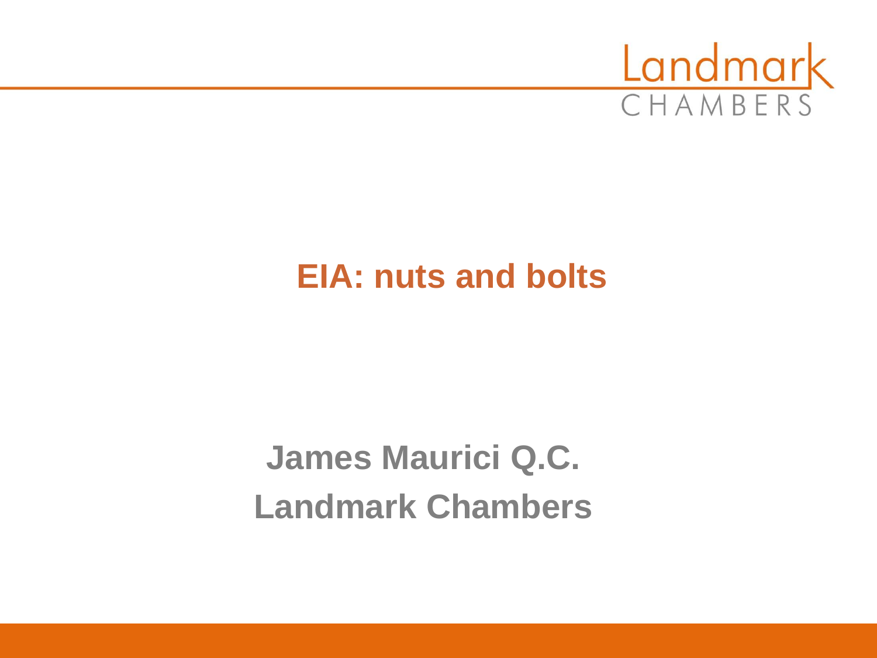# EIA: nuts and bolts

**James Maurici Q.C.**

**Landmark Chambers**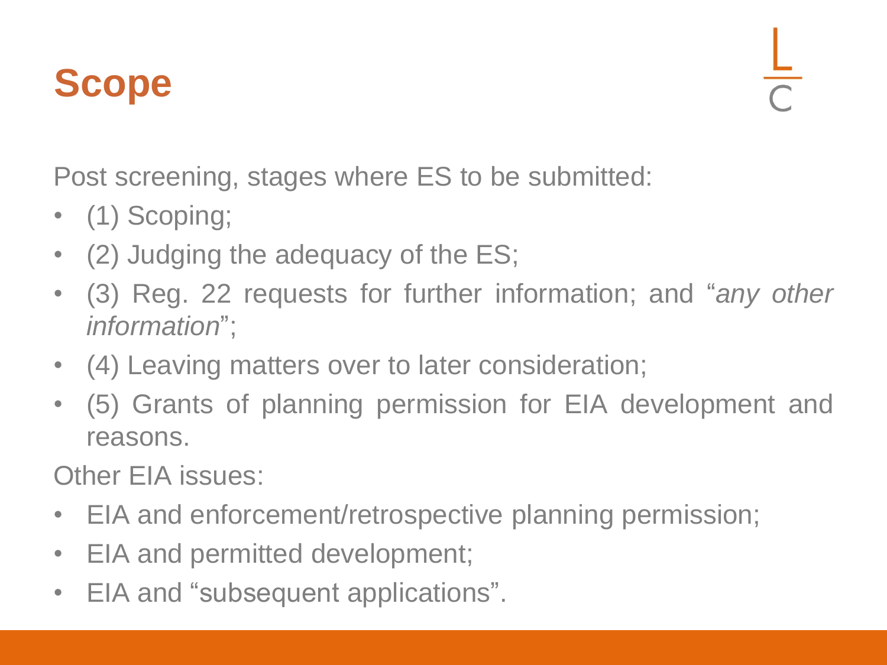# Scope

Post screening, stages where ES to be submitted:

- (1) Scoping;
- (2) Judging the adequacy of the ES;
- (3) Reg. 22 requests for further information; and "*any other information*";
- (4) Leaving matters over to later consideration;
- (5) Grants of planning permission for EIA development and reasons.

Other EIA issues:

- EIA and enforcement/retrospective planning permission;
- EIA and permitted development;
- EIA and "subsequent applications".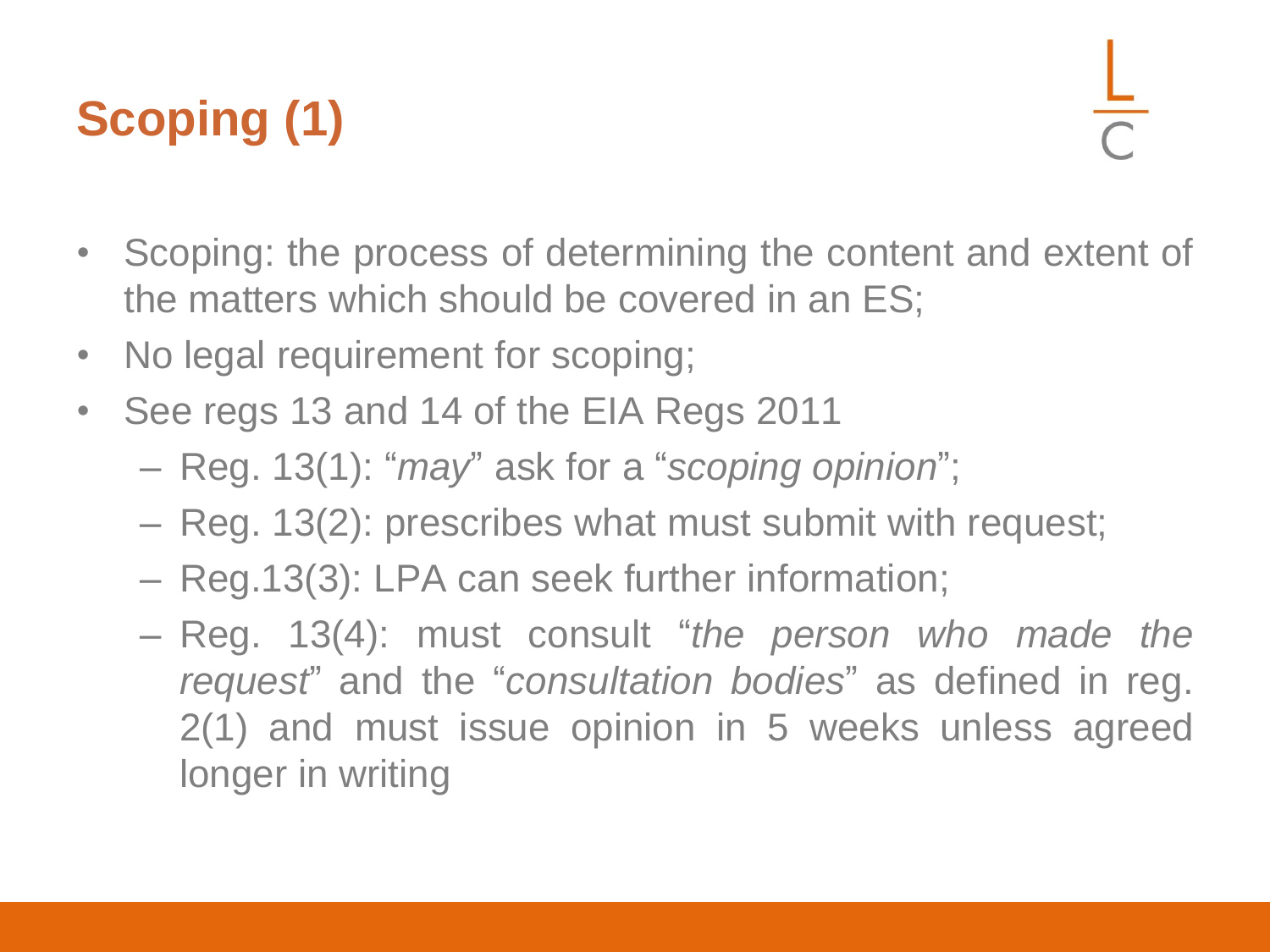# Scoping (1)

- Scoping: the process of determining the content and extent of the matters which should be covered in an ES;
- No legal requirement for scoping;
- See regs 13 and 14 of the EIA Regs 2011
  - Reg. 13(1): "*may*" ask for a "*scoping opinion*";
  - Reg. 13(2): prescribes what must submit with request;
  - Reg.13(3): LPA can seek further information;
  - Reg. 13(4): must consult "*the person who made the request*" and the "*consultation bodies*" as defined in reg. 2(1) and must issue opinion in 5 weeks unless agreed longer in writing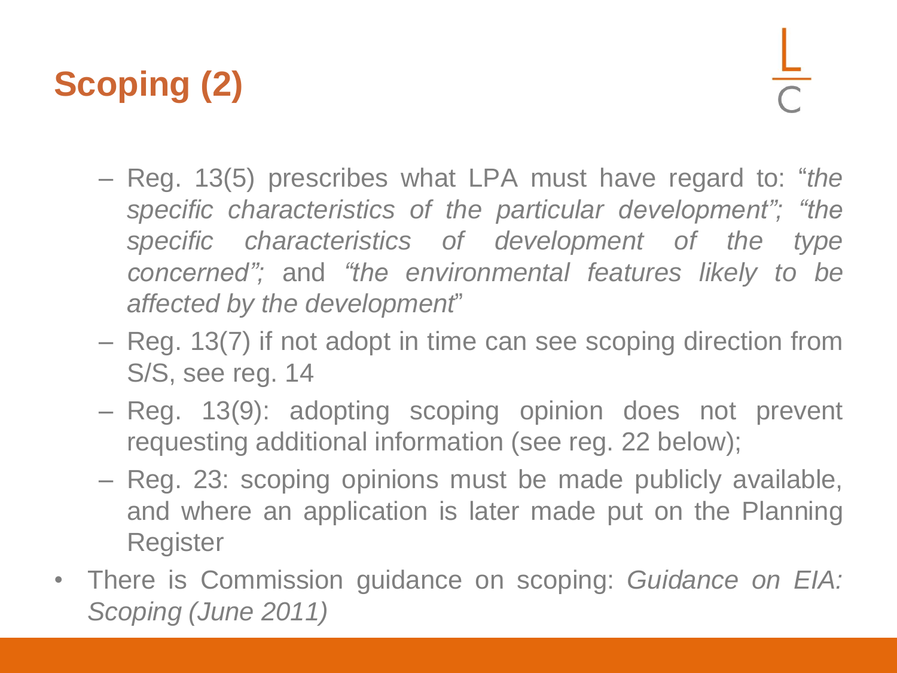# Scoping (2)

- Reg. 13(5) prescribes what LPA must have regard to: "*the specific characteristics of the particular development"; "the specific characteristics of development of the type concerned";* and *"the environmental features likely to be affected by the development*"
- Reg. 13(7) if not adopt in time can see scoping direction from S/S, see reg. 14
- Reg. 13(9): adopting scoping opinion does not prevent requesting additional information (see reg. 22 below);
- Reg. 23: scoping opinions must be made publicly available, and where an application is later made put on the Planning Register

- There is Commission guidance on scoping: *Guidance on EIA: Scoping (June 2011)*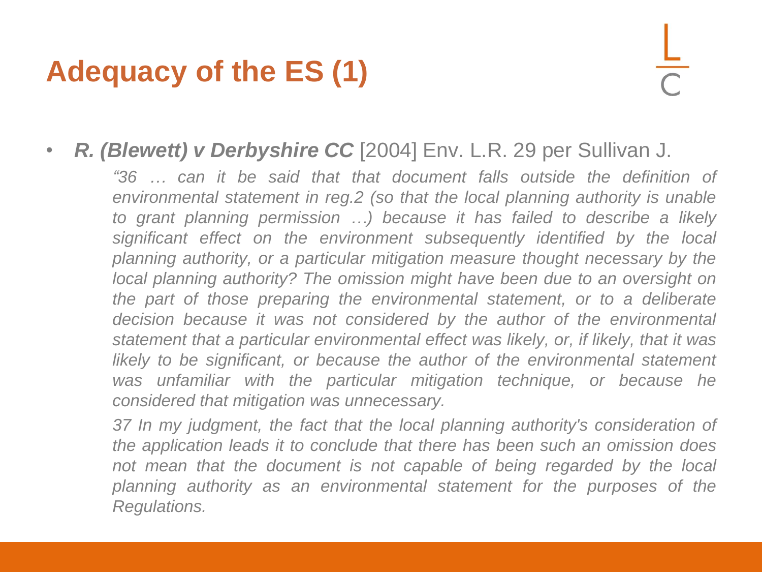# Adequacy of the ES (1)

- ***R. (Blewett) v Derbyshire CC*** [2004] Env. L.R. 29 per Sullivan J.

  *"36 … can it be said that that document falls outside the definition of environmental statement in reg.2 (so that the local planning authority is unable to grant planning permission …) because it has failed to describe a likely significant effect on the environment subsequently identified by the local planning authority, or a particular mitigation measure thought necessary by the local planning authority? The omission might have been due to an oversight on the part of those preparing the environmental statement, or to a deliberate decision because it was not considered by the author of the environmental statement that a particular environmental effect was likely, or, if likely, that it was likely to be significant, or because the author of the environmental statement was unfamiliar with the particular mitigation technique, or because he considered that mitigation was unnecessary.*

  *37 In my judgment, the fact that the local planning authority's consideration of the application leads it to conclude that there has been such an omission does not mean that the document is not capable of being regarded by the local planning authority as an environmental statement for the purposes of the Regulations.*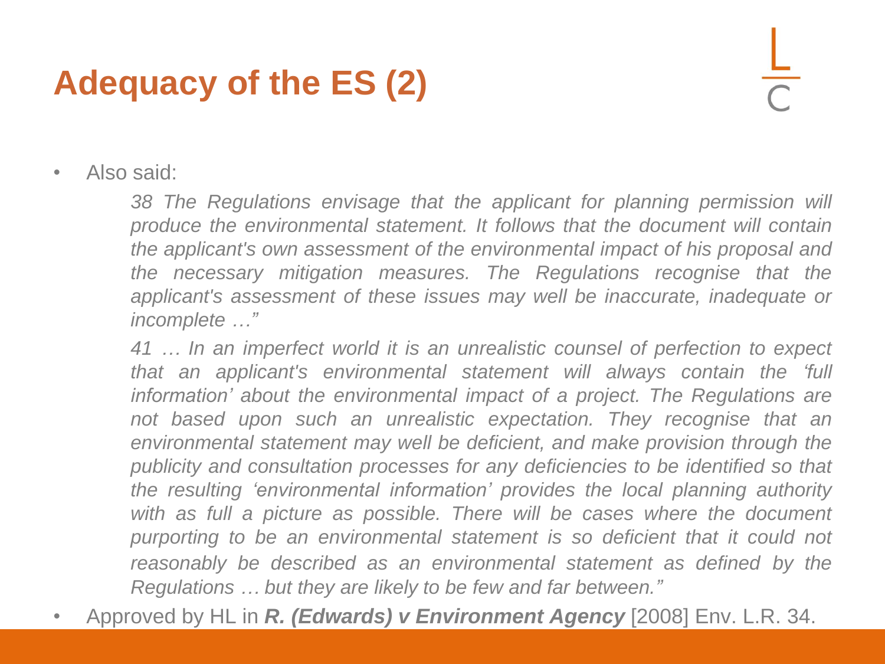# Adequacy of the ES (2)

- Also said:

  > *38 The Regulations envisage that the applicant for planning permission will produce the environmental statement. It follows that the document will contain the applicant's own assessment of the environmental impact of his proposal and the necessary mitigation measures. The Regulations recognise that the applicant's assessment of these issues may well be inaccurate, inadequate or incomplete …"*
  >
  > *41 … In an imperfect world it is an unrealistic counsel of perfection to expect that an applicant's environmental statement will always contain the 'full information' about the environmental impact of a project. The Regulations are not based upon such an unrealistic expectation. They recognise that an environmental statement may well be deficient, and make provision through the publicity and consultation processes for any deficiencies to be identified so that the resulting 'environmental information' provides the local planning authority with as full a picture as possible. There will be cases where the document purporting to be an environmental statement is so deficient that it could not reasonably be described as an environmental statement as defined by the Regulations … but they are likely to be few and far between."*

- Approved by HL in ***R. (Edwards) v Environment Agency*** [2008] Env. L.R. 34.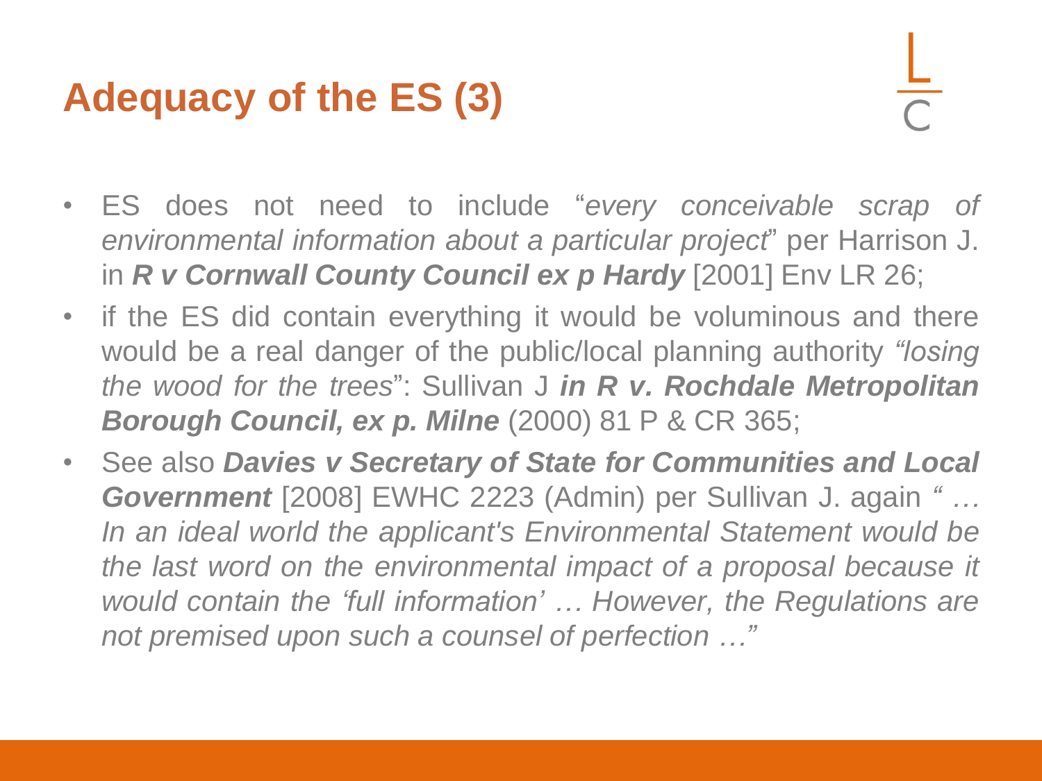# Adequacy of the ES (3)

- ES does not need to include "*every conceivable scrap of environmental information about a particular project*" per Harrison J. in ***R v Cornwall County Council ex p Hardy*** [2001] Env LR 26;
- if the ES did contain everything it would be voluminous and there would be a real danger of the public/local planning authority *"losing the wood for the trees*": Sullivan J ***in R v. Rochdale Metropolitan Borough Council, ex p. Milne*** (2000) 81 P & CR 365;
- See also ***Davies v Secretary of State for Communities and Local Government*** [2008] EWHC 2223 (Admin) per Sullivan J. again *" … In an ideal world the applicant's Environmental Statement would be the last word on the environmental impact of a proposal because it would contain the 'full information' … However, the Regulations are not premised upon such a counsel of perfection …"*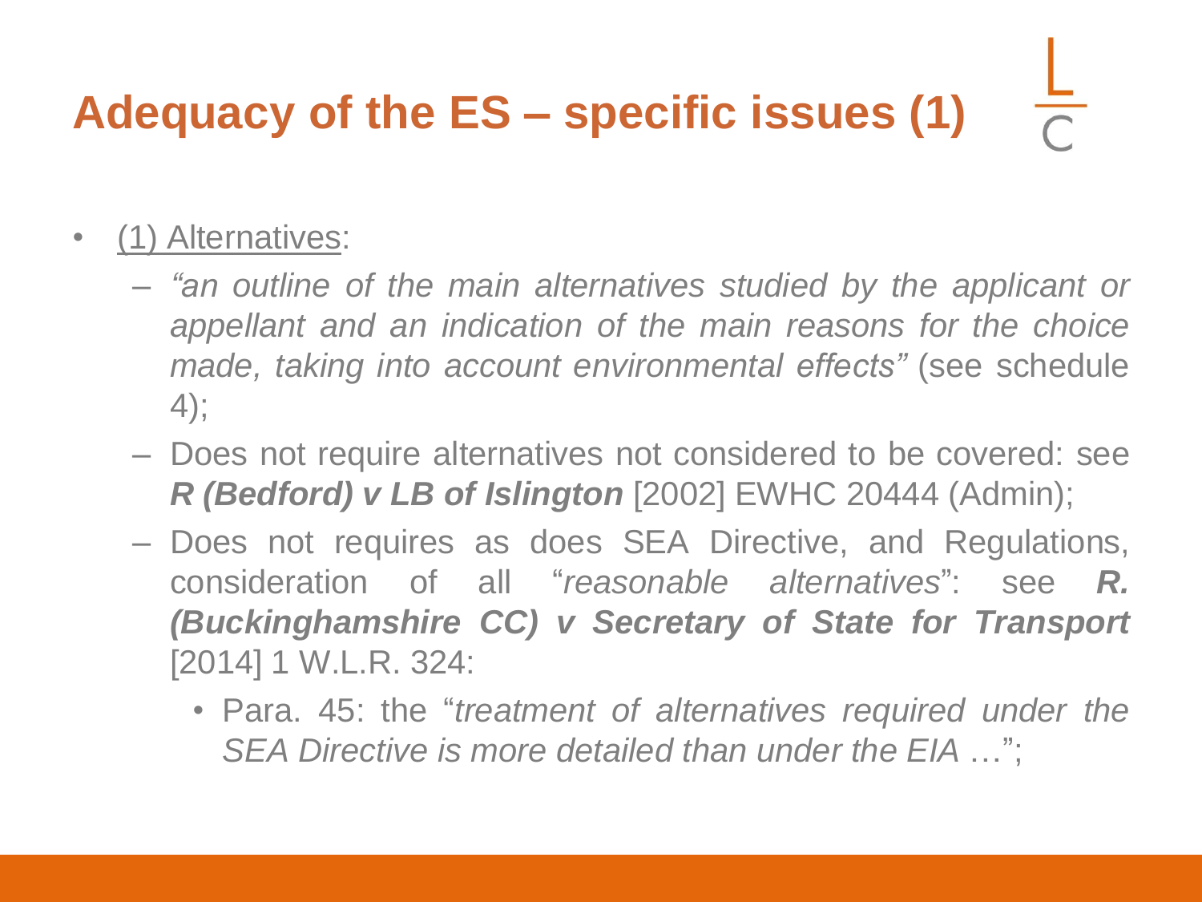# Adequacy of the ES – specific issues (1)

- <u>(1) Alternatives</u>:
  - *"an outline of the main alternatives studied by the applicant or appellant and an indication of the main reasons for the choice made, taking into account environmental effects"* (see schedule 4);
  - Does not require alternatives not considered to be covered: see ***R (Bedford) v LB of Islington*** [2002] EWHC 20444 (Admin);
  - Does not requires as does SEA Directive, and Regulations, consideration of all "*reasonable alternatives*": see ***R. (Buckinghamshire CC) v Secretary of State for Transport*** [2014] 1 W.L.R. 324:
    - Para. 45: the "*treatment of alternatives required under the SEA Directive is more detailed than under the EIA* …";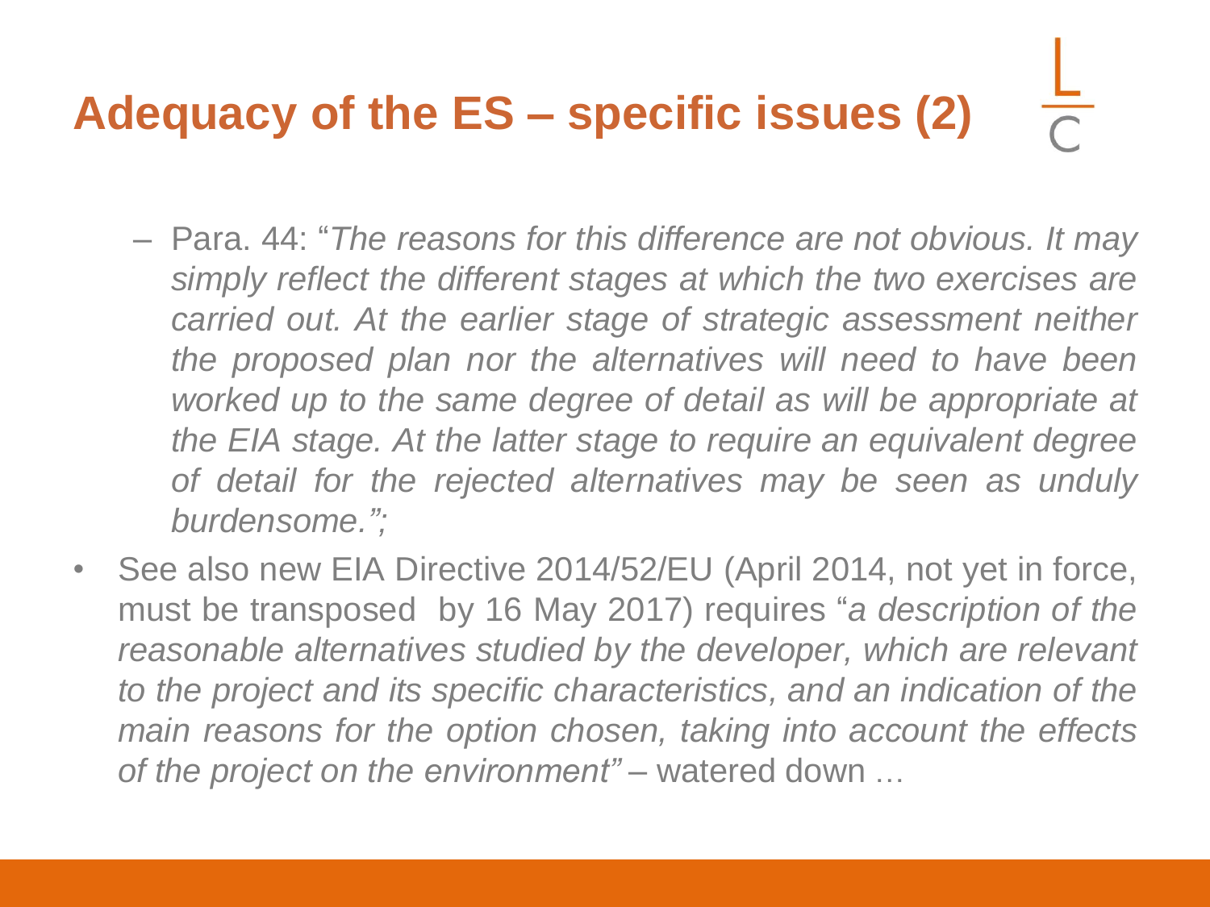# Adequacy of the ES – specific issues (2)

  - Para. 44: "*The reasons for this difference are not obvious. It may simply reflect the different stages at which the two exercises are carried out. At the earlier stage of strategic assessment neither the proposed plan nor the alternatives will need to have been worked up to the same degree of detail as will be appropriate at the EIA stage. At the latter stage to require an equivalent degree of detail for the rejected alternatives may be seen as unduly burdensome.";*

- See also new EIA Directive 2014/52/EU (April 2014, not yet in force, must be transposed by 16 May 2017) requires "*a description of the reasonable alternatives studied by the developer, which are relevant to the project and its specific characteristics, and an indication of the main reasons for the option chosen, taking into account the effects of the project on the environment"* – watered down …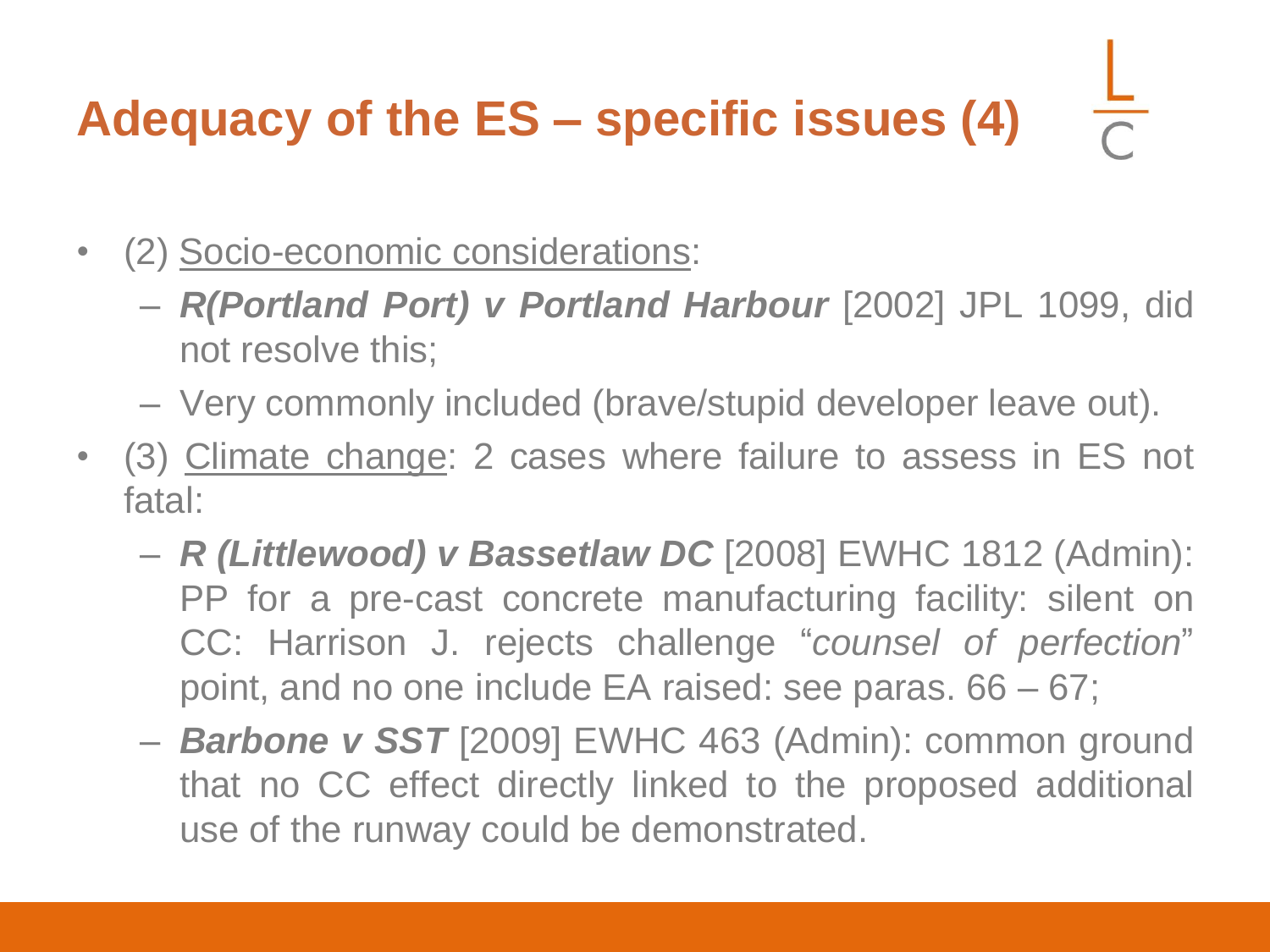# Adequacy of the ES – specific issues (4)

- (2) Socio-economic considerations:
  - ***R(Portland Port) v Portland Harbour*** [2002] JPL 1099, did not resolve this;
  - Very commonly included (brave/stupid developer leave out).
- (3) Climate change: 2 cases where failure to assess in ES not fatal:
  - ***R (Littlewood) v Bassetlaw DC*** [2008] EWHC 1812 (Admin): PP for a pre-cast concrete manufacturing facility: silent on CC: Harrison J. rejects challenge "*counsel of perfection*" point, and no one include EA raised: see paras. 66 – 67;
  - ***Barbone v SST*** [2009] EWHC 463 (Admin): common ground that no CC effect directly linked to the proposed additional use of the runway could be demonstrated.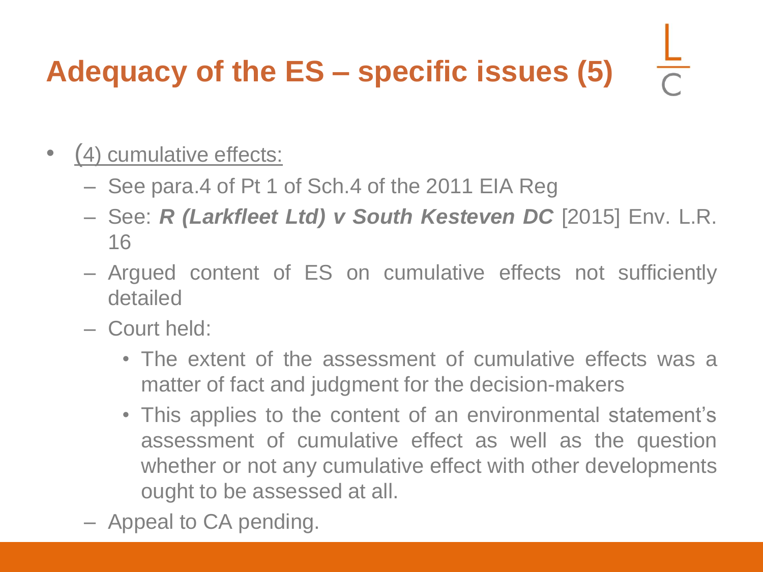# Adequacy of the ES – specific issues (5)

- (4) cumulative effects:
  - See para.4 of Pt 1 of Sch.4 of the 2011 EIA Reg
  - See: ***R (Larkfleet Ltd) v South Kesteven DC*** [2015] Env. L.R. 16
  - Argued content of ES on cumulative effects not sufficiently detailed
  - Court held:
    - The extent of the assessment of cumulative effects was a matter of fact and judgment for the decision-makers
    - This applies to the content of an environmental statement's assessment of cumulative effect as well as the question whether or not any cumulative effect with other developments ought to be assessed at all.
  - Appeal to CA pending.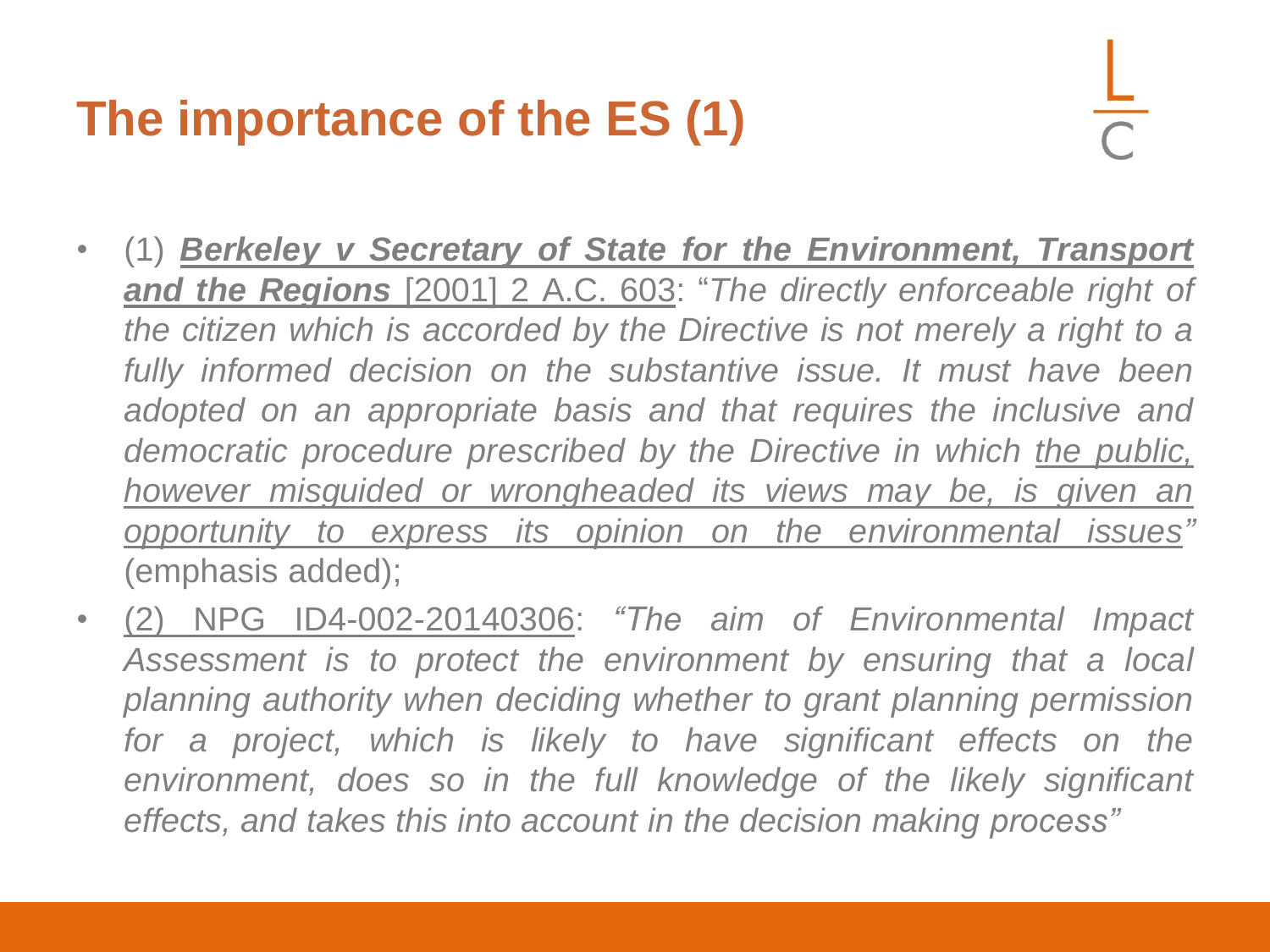# The importance of the ES (1)

- (1) ***Berkeley v Secretary of State for the Environment, Transport and the Regions*** [2001] 2 A.C. 603: "*The directly enforceable right of the citizen which is accorded by the Directive is not merely a right to a fully informed decision on the substantive issue. It must have been adopted on an appropriate basis and that requires the inclusive and democratic procedure prescribed by the Directive in which the public, however misguided or wrongheaded its views may be, is given an opportunity to express its opinion on the environmental issues"* (emphasis added);
- (2) NPG ID4-002-20140306: *"The aim of Environmental Impact Assessment is to protect the environment by ensuring that a local planning authority when deciding whether to grant planning permission for a project, which is likely to have significant effects on the environment, does so in the full knowledge of the likely significant effects, and takes this into account in the decision making process"*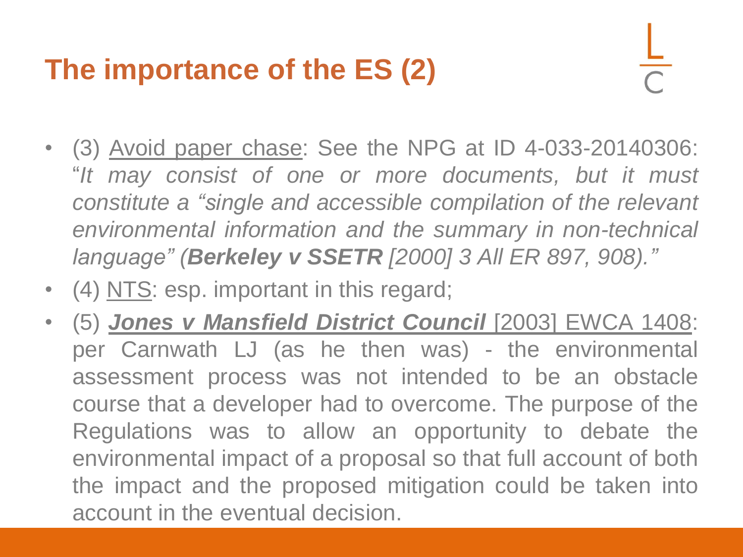# The importance of the ES (2)

- (3) Avoid paper chase: See the NPG at ID 4-033-20140306: "*It may consist of one or more documents, but it must constitute a "single and accessible compilation of the relevant environmental information and the summary in non-technical language" (**Berkeley v SSETR** [2000] 3 All ER 897, 908)."*
- (4) NTS: esp. important in this regard;
- (5) ***Jones v Mansfield District Council*** [2003] EWCA 1408: per Carnwath LJ (as he then was) - the environmental assessment process was not intended to be an obstacle course that a developer had to overcome. The purpose of the Regulations was to allow an opportunity to debate the environmental impact of a proposal so that full account of both the impact and the proposed mitigation could be taken into account in the eventual decision.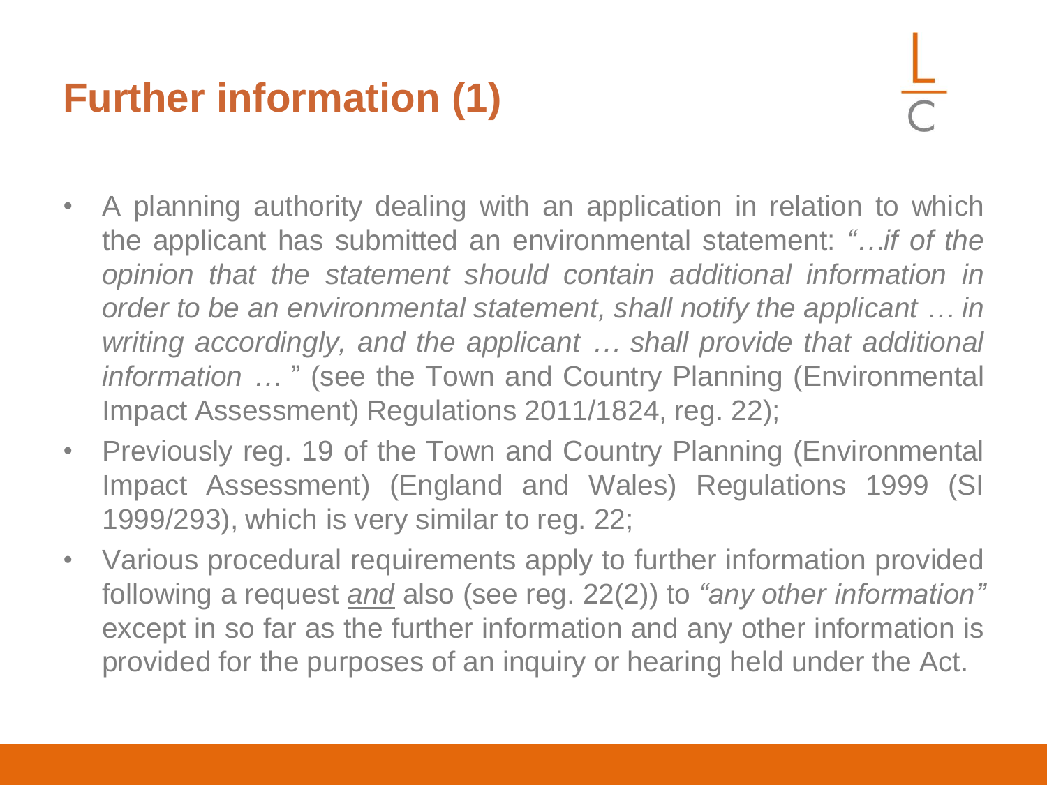# Further information (1)

- A planning authority dealing with an application in relation to which the applicant has submitted an environmental statement: *"…if of the opinion that the statement should contain additional information in order to be an environmental statement, shall notify the applicant … in writing accordingly, and the applicant … shall provide that additional information … "* (see the Town and Country Planning (Environmental Impact Assessment) Regulations 2011/1824, reg. 22);
- Previously reg. 19 of the Town and Country Planning (Environmental Impact Assessment) (England and Wales) Regulations 1999 (SI 1999/293), which is very similar to reg. 22;
- Various procedural requirements apply to further information provided following a request <u>*and*</u> also (see reg. 22(2)) to *"any other information"* except in so far as the further information and any other information is provided for the purposes of an inquiry or hearing held under the Act.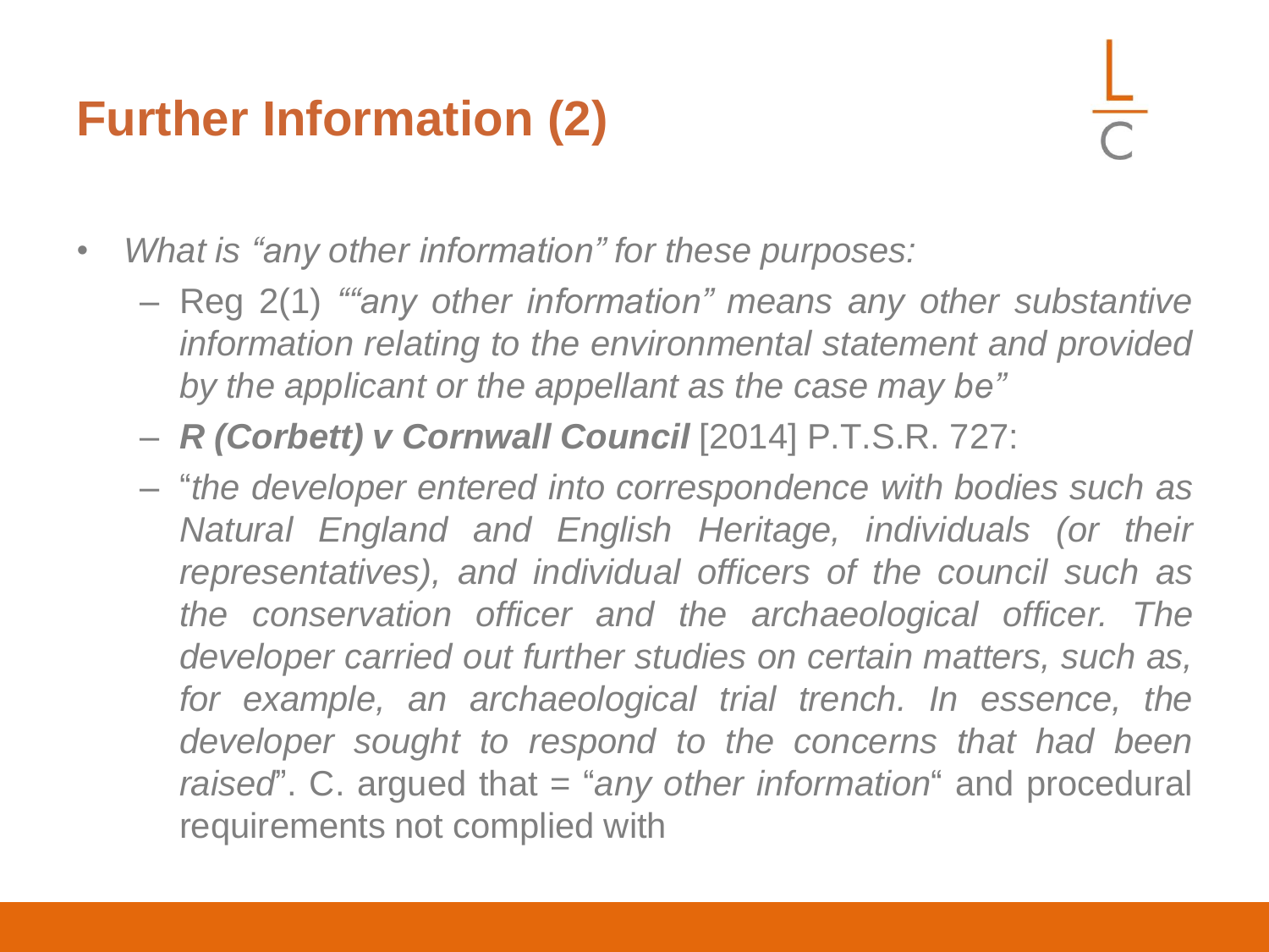# Further Information (2)

- *What is "any other information" for these purposes:*
  - Reg 2(1) *""any other information" means any other substantive information relating to the environmental statement and provided by the applicant or the appellant as the case may be"*
  - ***R (Corbett) v Cornwall Council*** [2014] P.T.S.R. 727:
  - "*the developer entered into correspondence with bodies such as Natural England and English Heritage, individuals (or their representatives), and individual officers of the council such as the conservation officer and the archaeological officer. The developer carried out further studies on certain matters, such as, for example, an archaeological trial trench. In essence, the developer sought to respond to the concerns that had been raised*". C. argued that = "*any other information*" and procedural requirements not complied with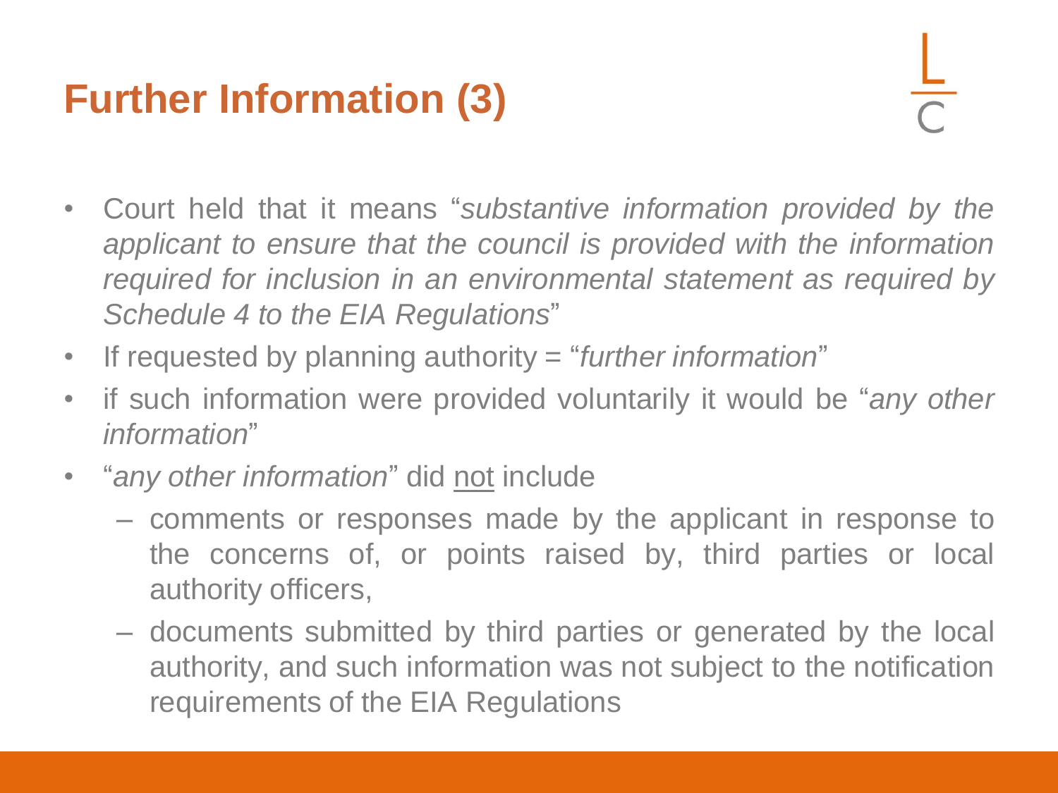# Further Information (3)

- Court held that it means "*substantive information provided by the applicant to ensure that the council is provided with the information required for inclusion in an environmental statement as required by Schedule 4 to the EIA Regulations*"
- If requested by planning authority = "*further information*"
- if such information were provided voluntarily it would be "*any other information*"
- "*any other information*" did <u>not</u> include
  - comments or responses made by the applicant in response to the concerns of, or points raised by, third parties or local authority officers,
  - documents submitted by third parties or generated by the local authority, and such information was not subject to the notification requirements of the EIA Regulations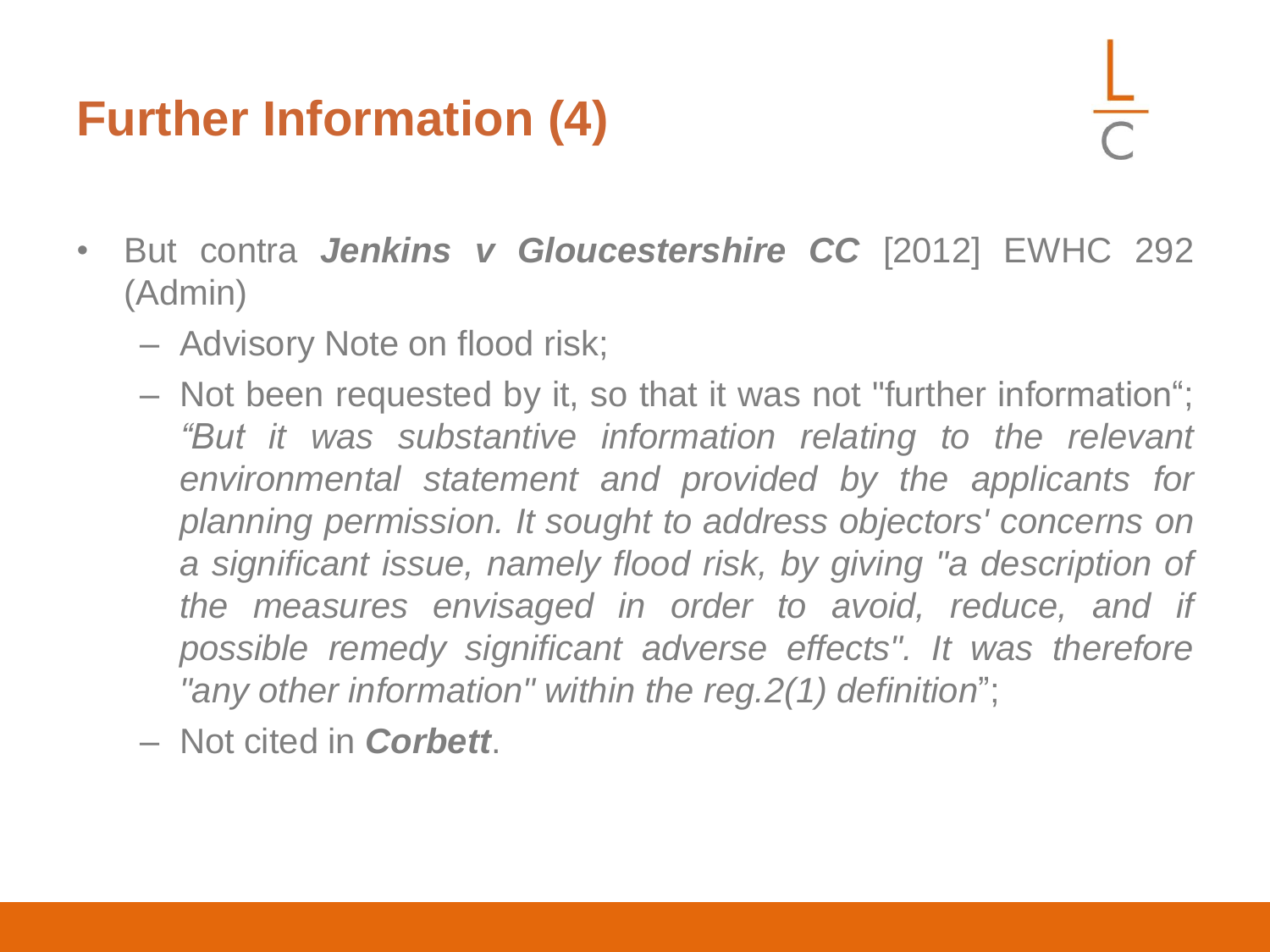# Further Information (4)

- But contra ***Jenkins v Gloucestershire CC*** [2012] EWHC 292 (Admin)
  - Advisory Note on flood risk;
  - Not been requested by it, so that it was not "further information“; *“But it was substantive information relating to the relevant environmental statement and provided by the applicants for planning permission. It sought to address objectors' concerns on a significant issue, namely flood risk, by giving "a description of the measures envisaged in order to avoid, reduce, and if possible remedy significant adverse effects". It was therefore "any other information" within the reg.2(1) definition*”;
  - Not cited in ***Corbett***.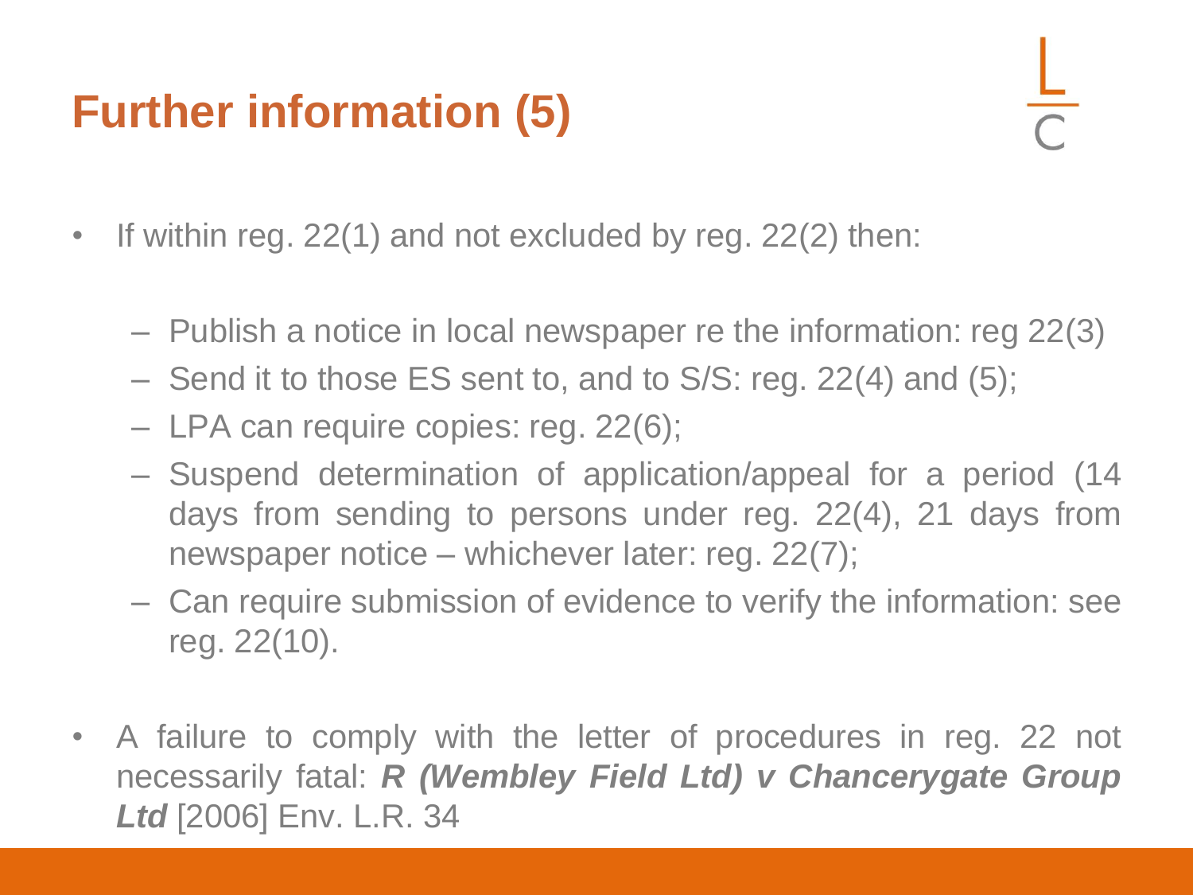# Further information (5)

- If within reg. 22(1) and not excluded by reg. 22(2) then:
  - Publish a notice in local newspaper re the information: reg 22(3)
  - Send it to those ES sent to, and to S/S: reg. 22(4) and (5);
  - LPA can require copies: reg. 22(6);
  - Suspend determination of application/appeal for a period (14 days from sending to persons under reg. 22(4), 21 days from newspaper notice – whichever later: reg. 22(7);
  - Can require submission of evidence to verify the information: see reg. 22(10).
- A failure to comply with the letter of procedures in reg. 22 not necessarily fatal: ***R (Wembley Field Ltd) v Chancerygate Group Ltd*** [2006] Env. L.R. 34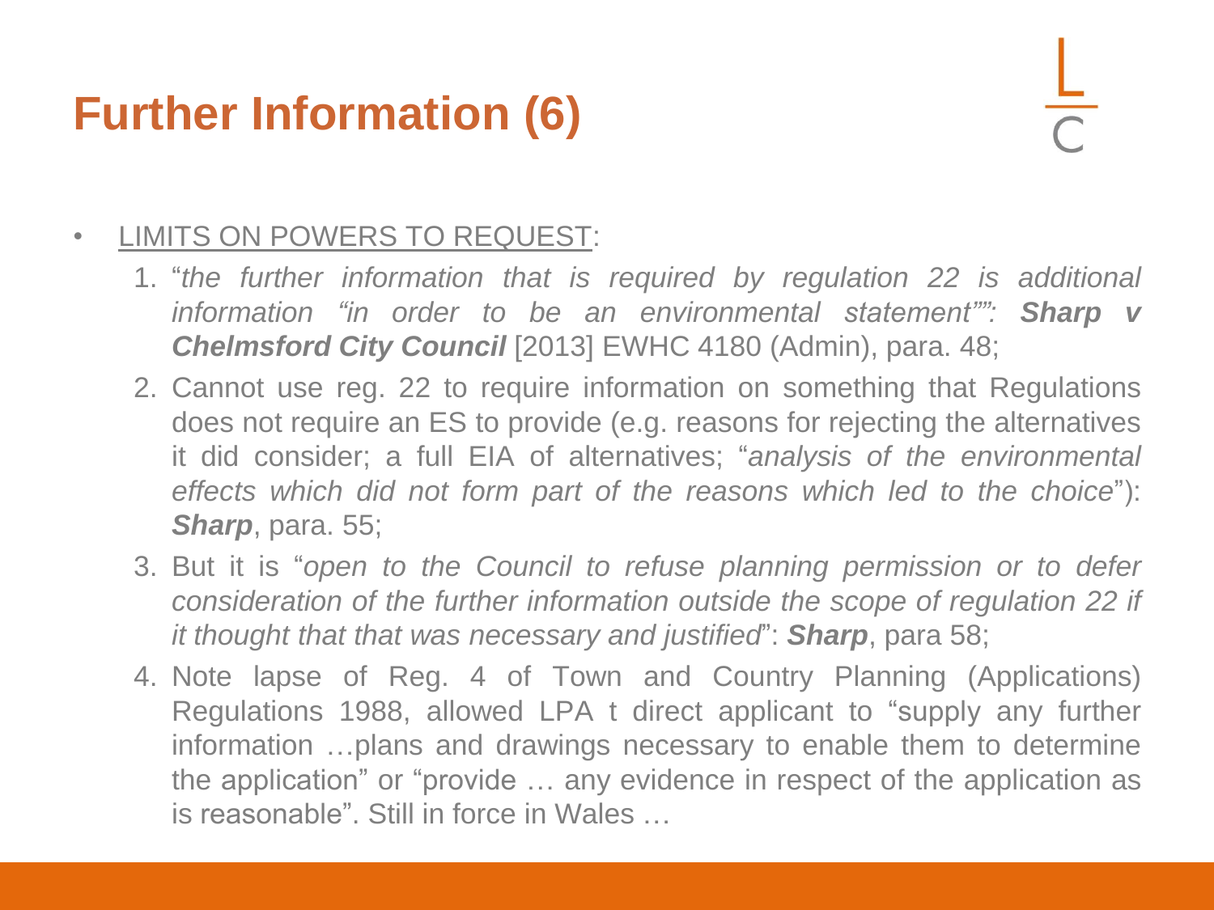# Further Information (6)

- <u>LIMITS ON POWERS TO REQUEST</u>:
  1. "*the further information that is required by regulation 22 is additional information "in order to be an environmental statement"": **Sharp v Chelmsford City Council*** [2013] EWHC 4180 (Admin), para. 48;
  2. Cannot use reg. 22 to require information on something that Regulations does not require an ES to provide (e.g. reasons for rejecting the alternatives it did consider; a full EIA of alternatives; "*analysis of the environmental effects which did not form part of the reasons which led to the choice*"): ***Sharp***, para. 55;
  3. But it is "*open to the Council to refuse planning permission or to defer consideration of the further information outside the scope of regulation 22 if it thought that that was necessary and justified*": ***Sharp***, para 58;
  4. Note lapse of Reg. 4 of Town and Country Planning (Applications) Regulations 1988, allowed LPA t direct applicant to "supply any further information …plans and drawings necessary to enable them to determine the application" or "provide … any evidence in respect of the application as is reasonable". Still in force in Wales …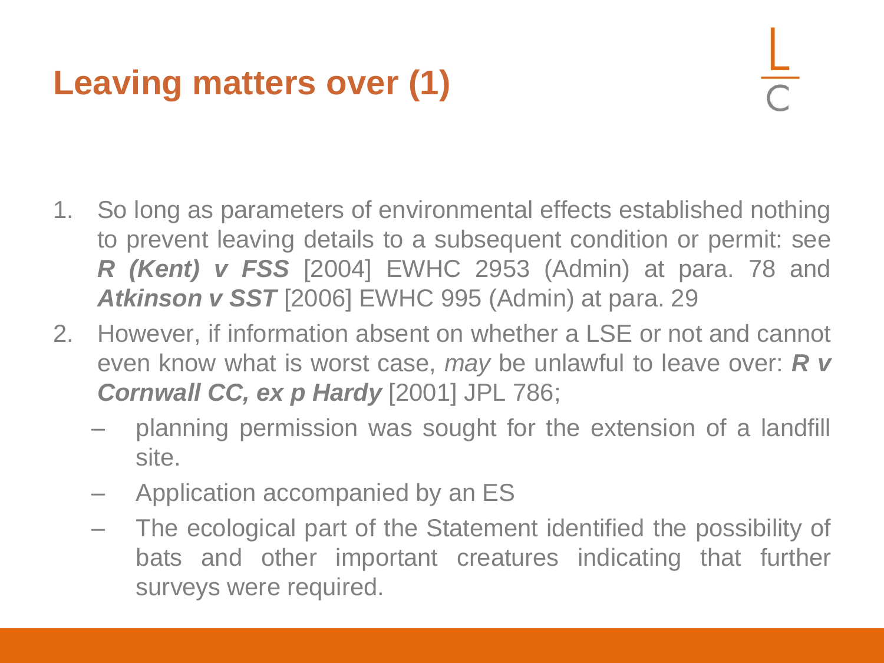# Leaving matters over (1)

1. So long as parameters of environmental effects established nothing to prevent leaving details to a subsequent condition or permit: see ***R (Kent) v FSS*** [2004] EWHC 2953 (Admin) at para. 78 and ***Atkinson v SST*** [2006] EWHC 995 (Admin) at para. 29
2. However, if information absent on whether a LSE or not and cannot even know what is worst case, *may* be unlawful to leave over: ***R v Cornwall CC, ex p Hardy*** [2001] JPL 786;
   - planning permission was sought for the extension of a landfill site.
   - Application accompanied by an ES
   - The ecological part of the Statement identified the possibility of bats and other important creatures indicating that further surveys were required.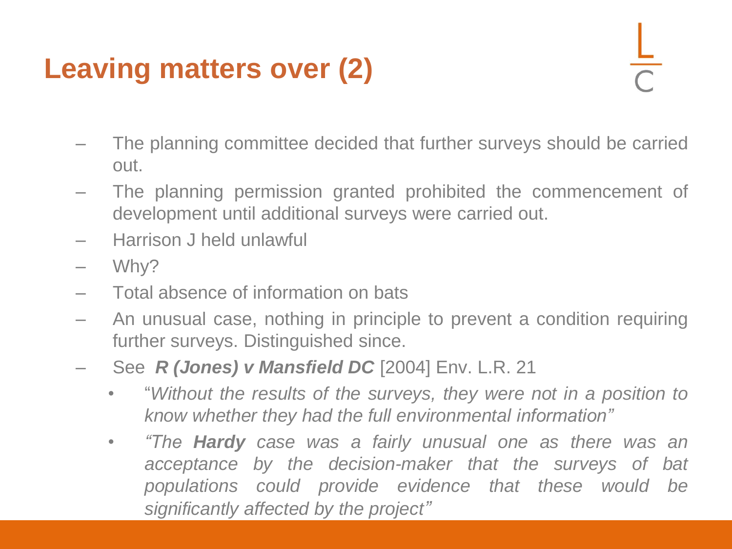# Leaving matters over (2)

- The planning committee decided that further surveys should be carried out.
- The planning permission granted prohibited the commencement of development until additional surveys were carried out.
- Harrison J held unlawful
- Why?
- Total absence of information on bats
- An unusual case, nothing in principle to prevent a condition requiring further surveys. Distinguished since.
- See ***R (Jones) v Mansfield DC*** [2004] Env. L.R. 21
  - "*Without the results of the surveys, they were not in a position to know whether they had the full environmental information*"
  - *"The **Hardy** case was a fairly unusual one as there was an acceptance by the decision-maker that the surveys of bat populations could provide evidence that these would be significantly affected by the project"*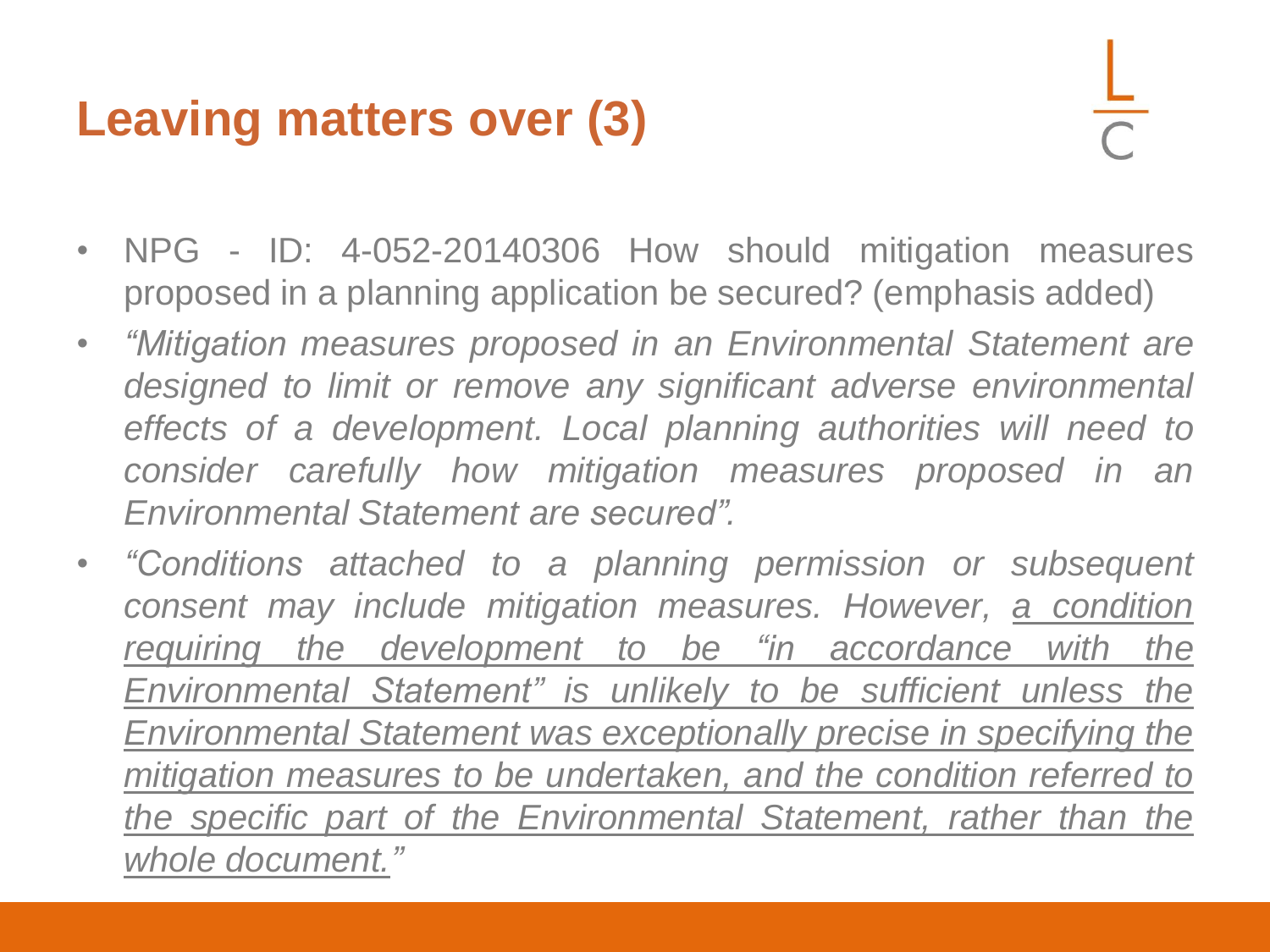# Leaving matters over (3)

- NPG - ID: 4-052-20140306 How should mitigation measures proposed in a planning application be secured? (emphasis added)
- *"Mitigation measures proposed in an Environmental Statement are designed to limit or remove any significant adverse environmental effects of a development. Local planning authorities will need to consider carefully how mitigation measures proposed in an Environmental Statement are secured".*
- *"Conditions attached to a planning permission or subsequent consent may include mitigation measures. However, <u>a condition requiring the development to be "in accordance with the Environmental Statement" is unlikely to be sufficient unless the Environmental Statement was exceptionally precise in specifying the mitigation measures to be undertaken, and the condition referred to the specific part of the Environmental Statement, rather than the whole document."</u>*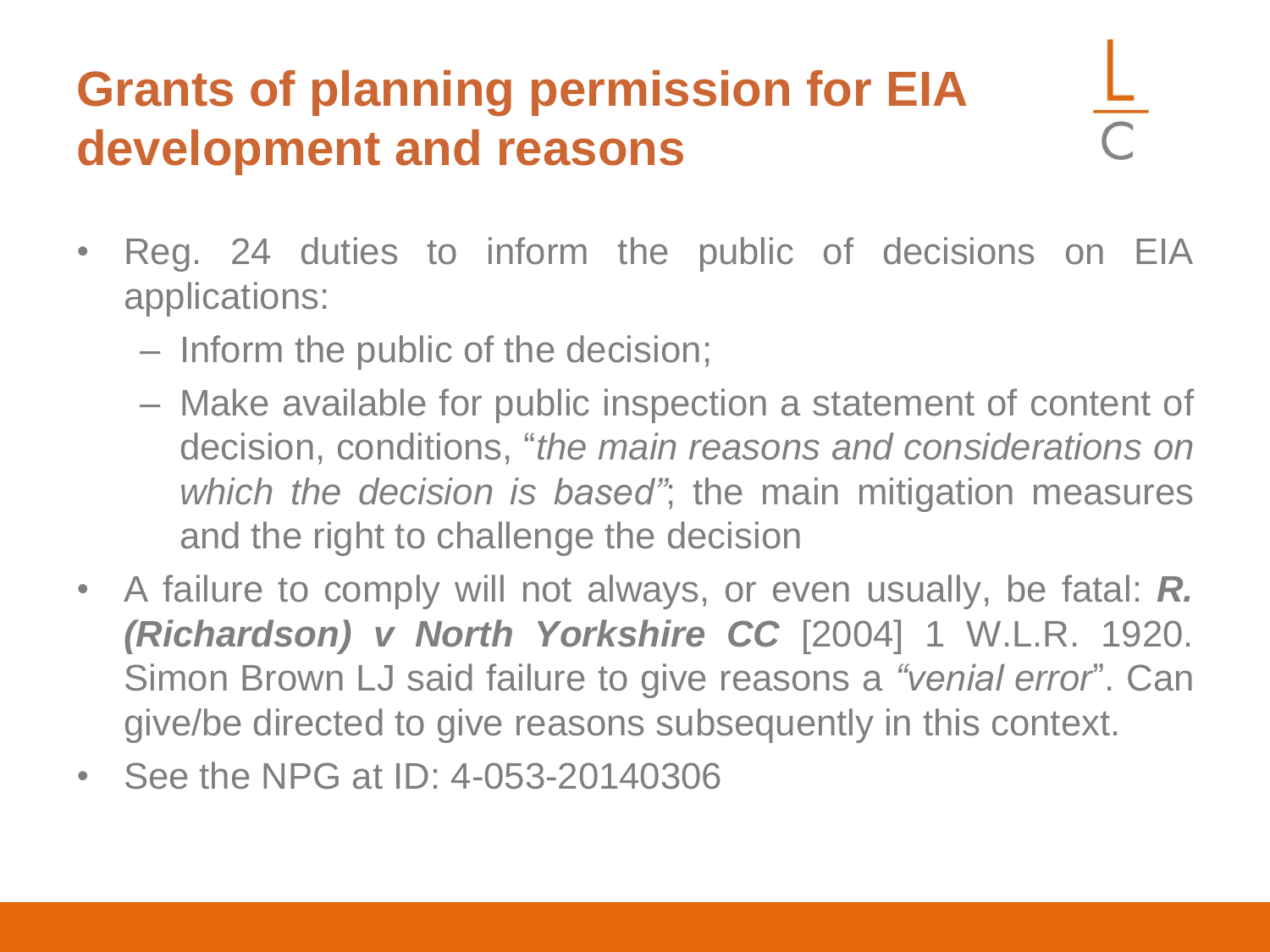# Grants of planning permission for EIA development and reasons

- Reg. 24 duties to inform the public of decisions on EIA applications:
  - Inform the public of the decision;
  - Make available for public inspection a statement of content of decision, conditions, "*the main reasons and considerations on which the decision is based"*; the main mitigation measures and the right to challenge the decision
- A failure to comply will not always, or even usually, be fatal: ***R. (Richardson) v North Yorkshire CC*** [2004] 1 W.L.R. 1920. Simon Brown LJ said failure to give reasons a *"venial error*". Can give/be directed to give reasons subsequently in this context.
- See the NPG at ID: 4-053-20140306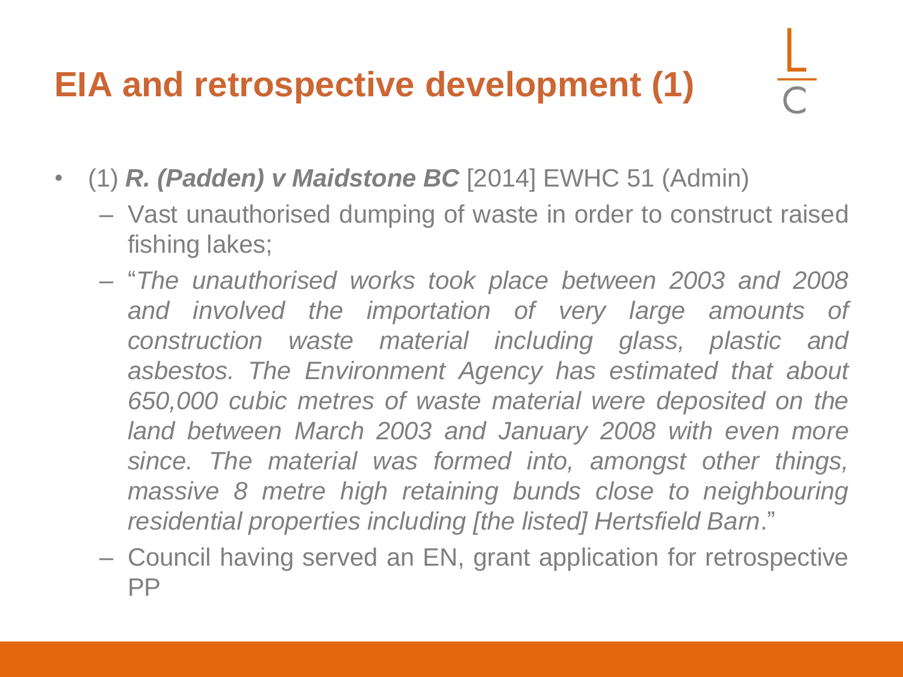# EIA and retrospective development (1)

- (1) ***R. (Padden) v Maidstone BC*** [2014] EWHC 51 (Admin)
  - Vast unauthorised dumping of waste in order to construct raised fishing lakes;
  - "*The unauthorised works took place between 2003 and 2008 and involved the importation of very large amounts of construction waste material including glass, plastic and asbestos. The Environment Agency has estimated that about 650,000 cubic metres of waste material were deposited on the land between March 2003 and January 2008 with even more since. The material was formed into, amongst other things, massive 8 metre high retaining bunds close to neighbouring residential properties including [the listed] Hertsfield Barn*."
  - Council having served an EN, grant application for retrospective PP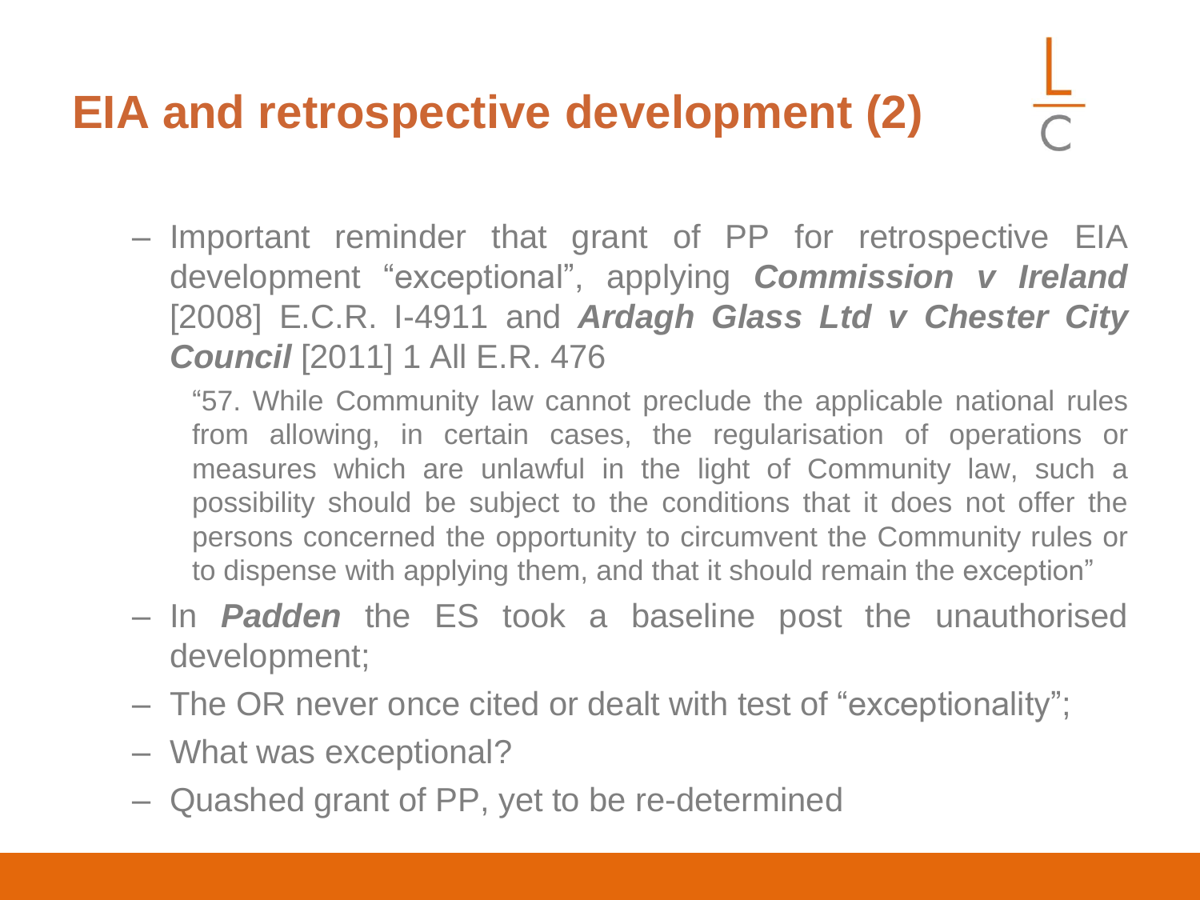# EIA and retrospective development (2)

- Important reminder that grant of PP for retrospective EIA development "exceptional", applying ***Commission v Ireland*** [2008] E.C.R. I-4911 and ***Ardagh Glass Ltd v Chester City Council*** [2011] 1 All E.R. 476

  "57. While Community law cannot preclude the applicable national rules from allowing, in certain cases, the regularisation of operations or measures which are unlawful in the light of Community law, such a possibility should be subject to the conditions that it does not offer the persons concerned the opportunity to circumvent the Community rules or to dispense with applying them, and that it should remain the exception"

- In ***Padden*** the ES took a baseline post the unauthorised development;
- The OR never once cited or dealt with test of "exceptionality";
- What was exceptional?
- Quashed grant of PP, yet to be re-determined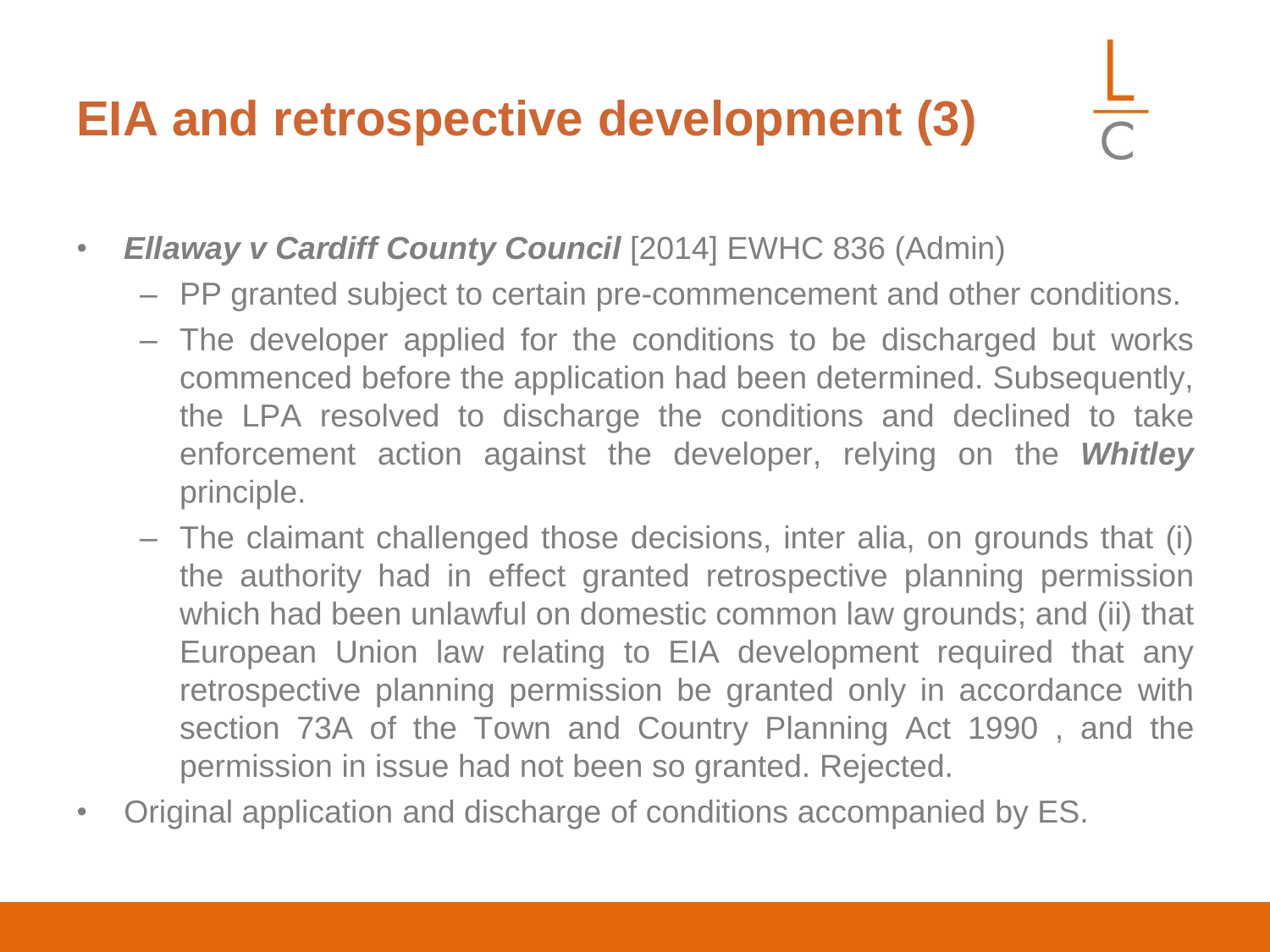# EIA and retrospective development (3)

- ***Ellaway v Cardiff County Council*** [2014] EWHC 836 (Admin)
  - PP granted subject to certain pre-commencement and other conditions.
  - The developer applied for the conditions to be discharged but works commenced before the application had been determined. Subsequently, the LPA resolved to discharge the conditions and declined to take enforcement action against the developer, relying on the ***Whitley*** principle.
  - The claimant challenged those decisions, inter alia, on grounds that (i) the authority had in effect granted retrospective planning permission which had been unlawful on domestic common law grounds; and (ii) that European Union law relating to EIA development required that any retrospective planning permission be granted only in accordance with section 73A of the Town and Country Planning Act 1990 , and the permission in issue had not been so granted. Rejected.
- Original application and discharge of conditions accompanied by ES.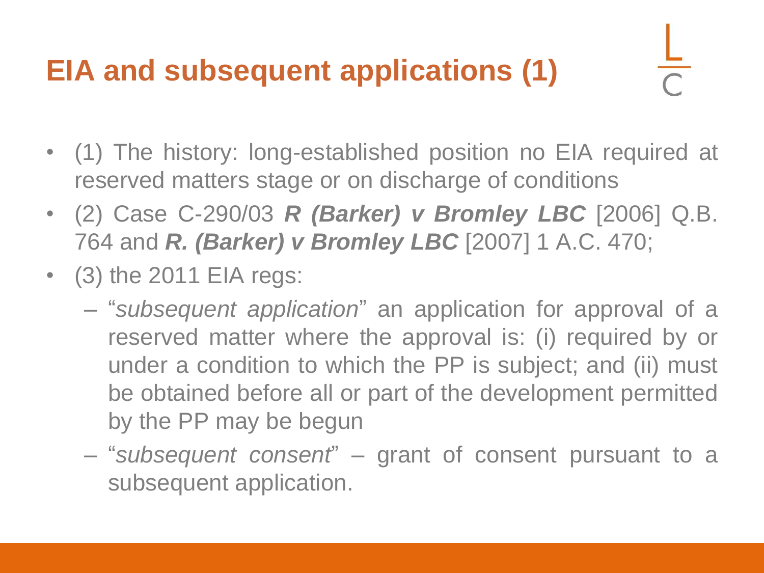# EIA and subsequent applications (1)

- (1) The history: long-established position no EIA required at reserved matters stage or on discharge of conditions
- (2) Case C-290/03 ***R (Barker) v Bromley LBC*** [2006] Q.B. 764 and ***R. (Barker) v Bromley LBC*** [2007] 1 A.C. 470;
- (3) the 2011 EIA regs:
  - "*subsequent application*" an application for approval of a reserved matter where the approval is: (i) required by or under a condition to which the PP is subject; and (ii) must be obtained before all or part of the development permitted by the PP may be begun
  - "*subsequent consent*" – grant of consent pursuant to a subsequent application.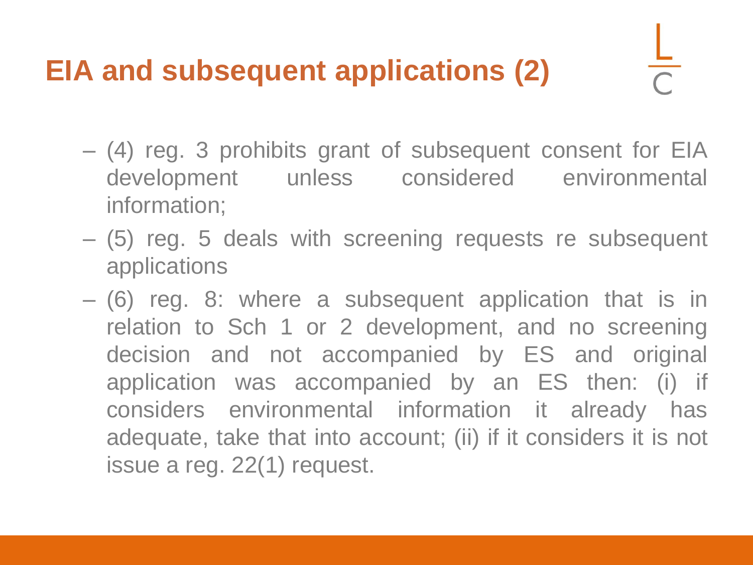# EIA and subsequent applications (2)

- (4) reg. 3 prohibits grant of subsequent consent for EIA development unless considered environmental information;
- (5) reg. 5 deals with screening requests re subsequent applications
- (6) reg. 8: where a subsequent application that is in relation to Sch 1 or 2 development, and no screening decision and not accompanied by ES and original application was accompanied by an ES then: (i) if considers environmental information it already has adequate, take that into account; (ii) if it considers it is not issue a reg. 22(1) request.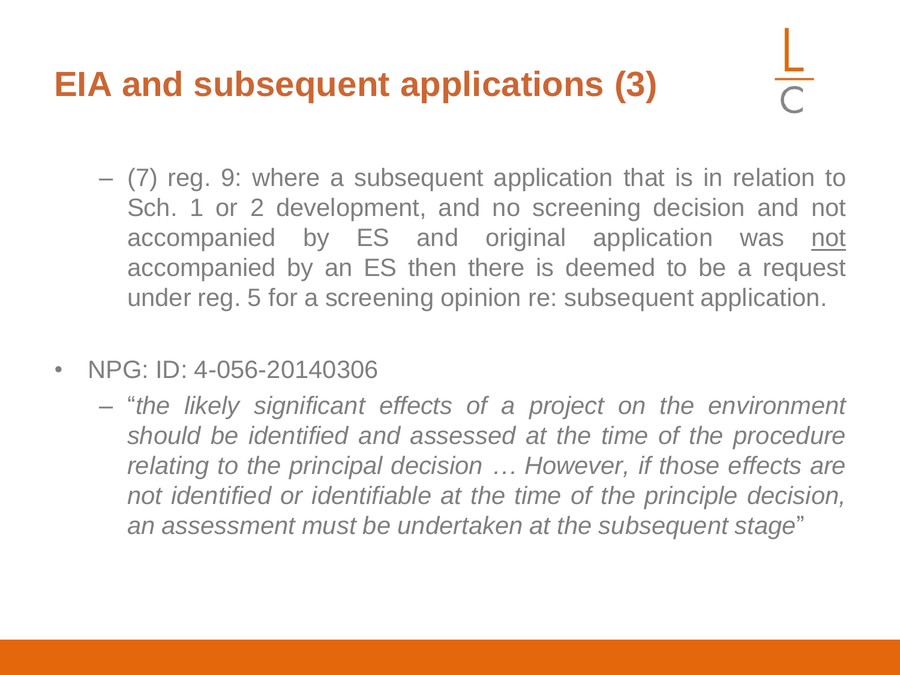# EIA and subsequent applications (3)

- (7) reg. 9: where a subsequent application that is in relation to Sch. 1 or 2 development, and no screening decision and not accompanied by ES and original application was <u>not</u> accompanied by an ES then there is deemed to be a request under reg. 5 for a screening opinion re: subsequent application.

- NPG: ID: 4-056-20140306
  - "*the likely significant effects of a project on the environment should be identified and assessed at the time of the procedure relating to the principal decision … However, if those effects are not identified or identifiable at the time of the principle decision, an assessment must be undertaken at the subsequent stage*"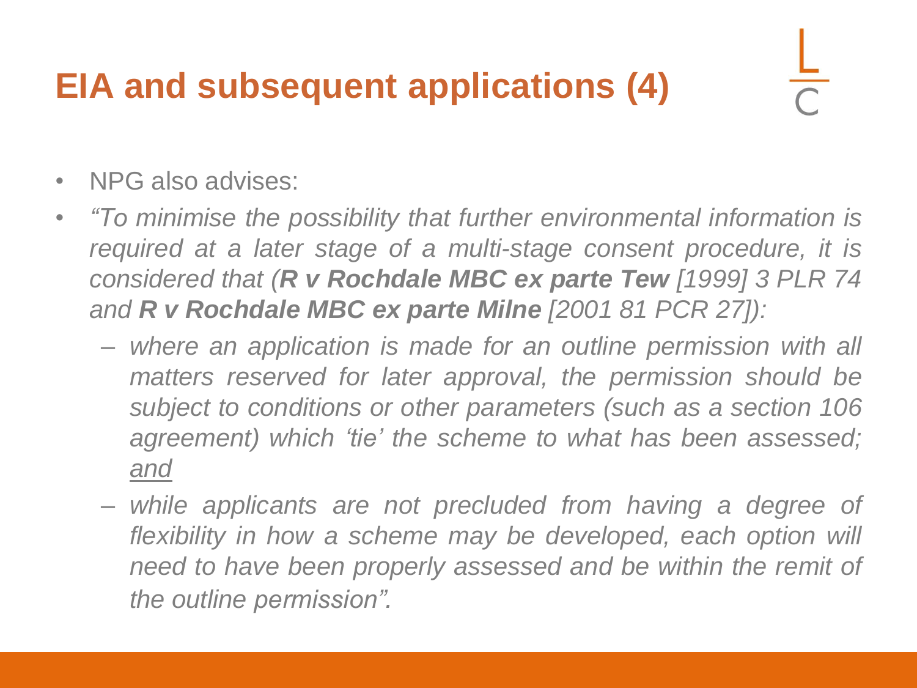# EIA and subsequent applications (4)

- NPG also advises:
- *"To minimise the possibility that further environmental information is required at a later stage of a multi-stage consent procedure, it is considered that (**R v Rochdale MBC ex parte Tew** [1999] 3 PLR 74 and **R v Rochdale MBC ex parte Milne** [2001 81 PCR 27]):*
  - *where an application is made for an outline permission with all matters reserved for later approval, the permission should be subject to conditions or other parameters (such as a section 106 agreement) which 'tie' the scheme to what has been assessed; <u>and</u>*
  - *while applicants are not precluded from having a degree of flexibility in how a scheme may be developed, each option will need to have been properly assessed and be within the remit of the outline permission".*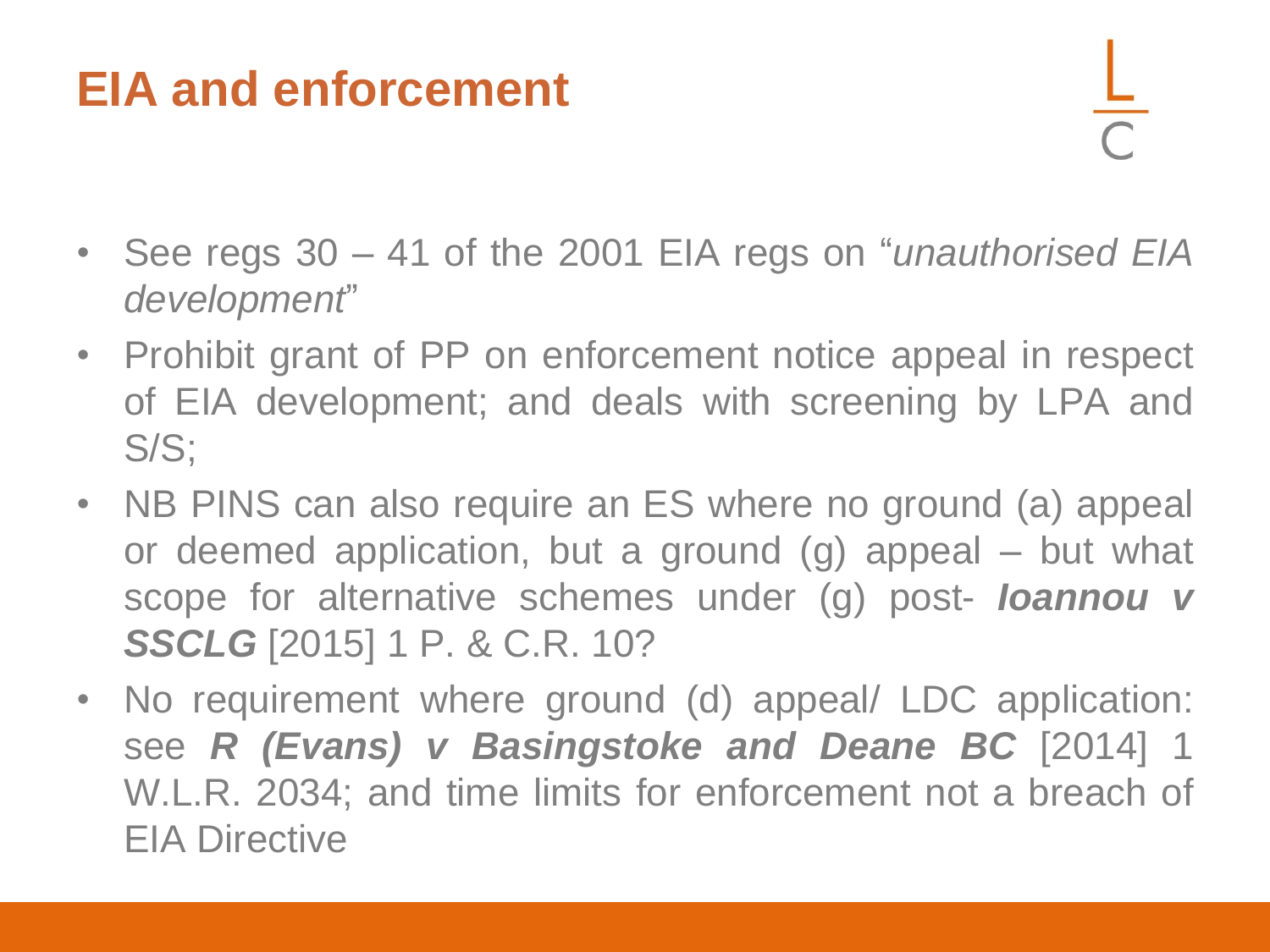# EIA and enforcement

- See regs 30 – 41 of the 2001 EIA regs on "*unauthorised EIA development*"
- Prohibit grant of PP on enforcement notice appeal in respect of EIA development; and deals with screening by LPA and S/S;
- NB PINS can also require an ES where no ground (a) appeal or deemed application, but a ground (g) appeal – but what scope for alternative schemes under (g) post- ***Ioannou v SSCLG*** [2015] 1 P. & C.R. 10?
- No requirement where ground (d) appeal/ LDC application: see ***R (Evans) v Basingstoke and Deane BC*** [2014] 1 W.L.R. 2034; and time limits for enforcement not a breach of EIA Directive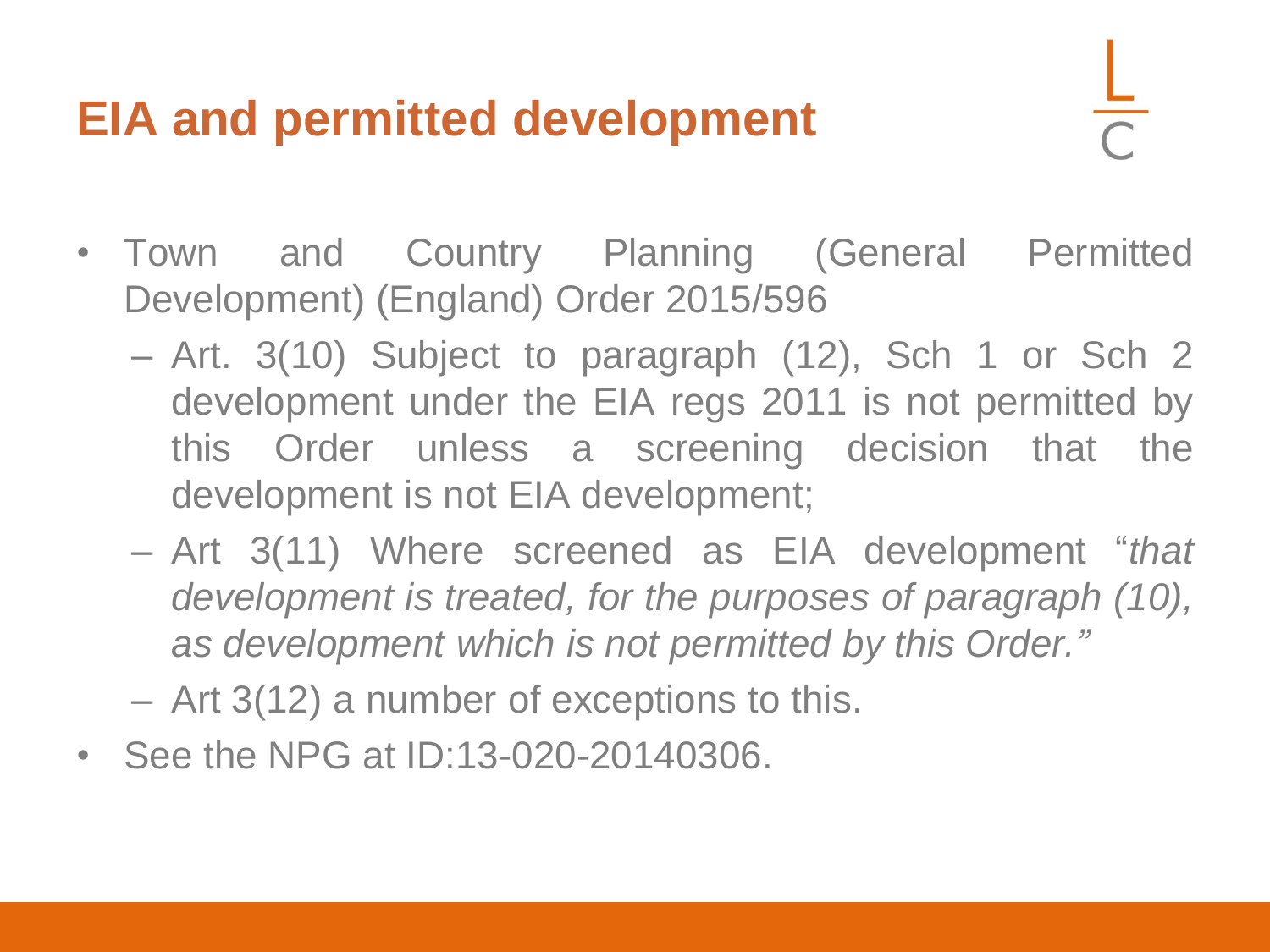# EIA and permitted development

- Town and Country Planning (General Permitted Development) (England) Order 2015/596
  - Art. 3(10) Subject to paragraph (12), Sch 1 or Sch 2 development under the EIA regs 2011 is not permitted by this Order unless a screening decision that the development is not EIA development;
  - Art 3(11) Where screened as EIA development "*that development is treated, for the purposes of paragraph (10), as development which is not permitted by this Order.*"
  - Art 3(12) a number of exceptions to this.
- See the NPG at ID:13-020-20140306.